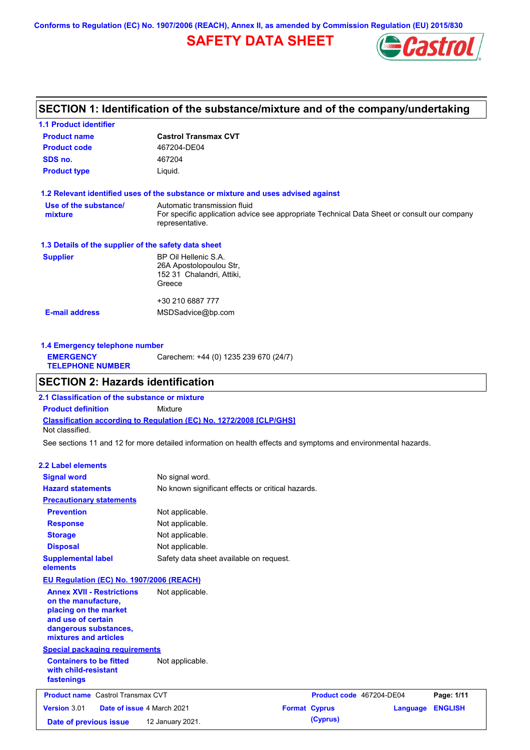Conforms to Regulation (EC) No. 1907/2006 (REACH), Annex II, as amended by Commission Regulation (EU) 2015/830

# SAFETY DATA SHEET

## SECTION 1: Identification of the substance/mixture and of the company/undertaking

### 1.1 Product identifier

| | |
|---|---|
| **Product name** | **Castrol Transmax CVT** |
| **Product code** | 467204-DE04 |
| **SDS no.** | 467204 |
| **Product type** | Liquid. |

### 1.2 Relevant identified uses of the substance or mixture and uses advised against

| | |
|---|---|
| **Use of the substance/ mixture** | Automatic transmission fluid<br>For specific application advice see appropriate Technical Data Sheet or consult our company representative. |

### 1.3 Details of the supplier of the safety data sheet

| | |
|---|---|
| **Supplier** | BP Oil Hellenic S.A.<br>26A Apostolopoulou Str,<br>152 31 Chalandri, Attiki,<br>Greece<br><br>+30 210 6887 777 |
| **E-mail address** | MSDSadvice@bp.com |

### 1.4 Emergency telephone number

| | |
|---|---|
| **EMERGENCY TELEPHONE NUMBER** | Carechem: +44 (0) 1235 239 670 (24/7) |

## SECTION 2: Hazards identification

### 2.1 Classification of the substance or mixture

**Product definition** Mixture

**Classification according to Regulation (EC) No. 1272/2008 [CLP/GHS]**

Not classified.

See sections 11 and 12 for more detailed information on health effects and symptoms and environmental hazards.

### 2.2 Label elements

| | |
|---|---|
| **Signal word** | No signal word. |
| **Hazard statements** | No known significant effects or critical hazards. |
| **Precautionary statements** | |
| **Prevention** | Not applicable. |
| **Response** | Not applicable. |
| **Storage** | Not applicable. |
| **Disposal** | Not applicable. |
| **Supplemental label elements** | Safety data sheet available on request. |

**EU Regulation (EC) No. 1907/2006 (REACH)**

| | |
|---|---|
| **Annex XVII - Restrictions on the manufacture, placing on the market and use of certain dangerous substances, mixtures and articles** | Not applicable. |

**Special packaging requirements**

| | |
|---|---|
| **Containers to be fitted with child-resistant fastenings** | Not applicable. |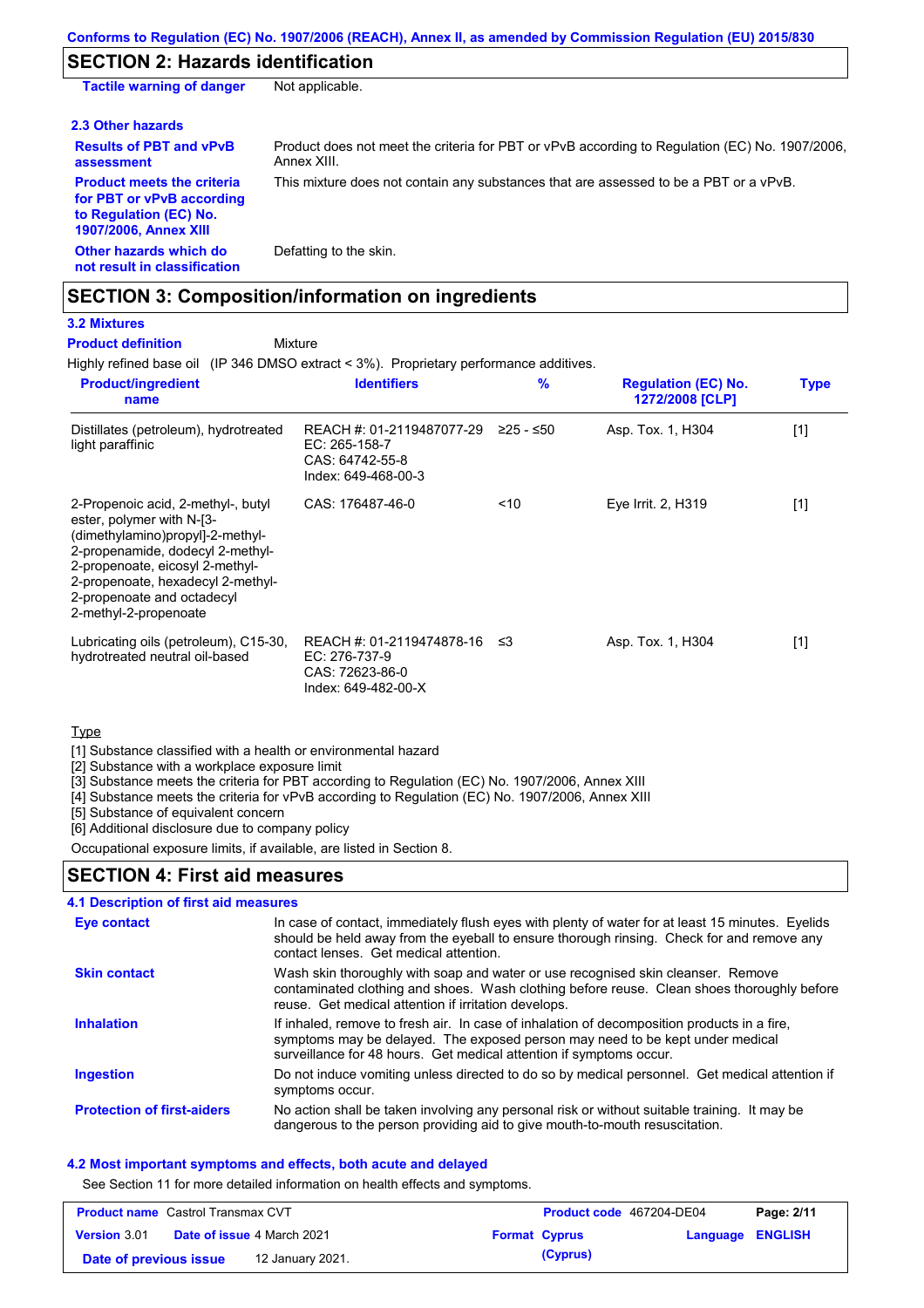Conforms to Regulation (EC) No. 1907/2006 (REACH), Annex II, as amended by Commission Regulation (EU) 2015/830

## SECTION 2: Hazards identification

**Tactile warning of danger** Not applicable.

### 2.3 Other hazards

**Results of PBT and vPvB assessment** Product does not meet the criteria for PBT or vPvB according to Regulation (EC) No. 1907/2006, Annex XIII.

**Product meets the criteria for PBT or vPvB according to Regulation (EC) No. 1907/2006, Annex XIII** This mixture does not contain any substances that are assessed to be a PBT or a vPvB.

**Other hazards which do not result in classification** Defatting to the skin.

## SECTION 3: Composition/information on ingredients

### 3.2 Mixtures

**Product definition** Mixture

Highly refined base oil (IP 346 DMSO extract < 3%). Proprietary performance additives.

| Product/ingredient name | Identifiers | % | Regulation (EC) No. 1272/2008 [CLP] | Type |
|---|---|---|---|---|
| Distillates (petroleum), hydrotreated light paraffinic | REACH #: 01-2119487077-29<br>EC: 265-158-7<br>CAS: 64742-55-8<br>Index: 649-468-00-3 | ≥25 - ≤50 | Asp. Tox. 1, H304 | [1] |
| 2-Propenoic acid, 2-methyl-, butyl ester, polymer with N-[3-(dimethylamino)propyl]-2-methyl-2-propenamide, dodecyl 2-methyl-2-propenoate, eicosyl 2-methyl-2-propenoate, hexadecyl 2-methyl-2-propenoate and octadecyl 2-methyl-2-propenoate | CAS: 176487-46-0 | <10 | Eye Irrit. 2, H319 | [1] |
| Lubricating oils (petroleum), C15-30, hydrotreated neutral oil-based | REACH #: 01-2119474878-16<br>EC: 276-737-9<br>CAS: 72623-86-0<br>Index: 649-482-00-X | ≤3 | Asp. Tox. 1, H304 | [1] |

Type

[1] Substance classified with a health or environmental hazard
[2] Substance with a workplace exposure limit
[3] Substance meets the criteria for PBT according to Regulation (EC) No. 1907/2006, Annex XIII
[4] Substance meets the criteria for vPvB according to Regulation (EC) No. 1907/2006, Annex XIII
[5] Substance of equivalent concern
[6] Additional disclosure due to company policy

Occupational exposure limits, if available, are listed in Section 8.

## SECTION 4: First aid measures

### 4.1 Description of first aid measures

**Eye contact** In case of contact, immediately flush eyes with plenty of water for at least 15 minutes. Eyelids should be held away from the eyeball to ensure thorough rinsing. Check for and remove any contact lenses. Get medical attention.

**Skin contact** Wash skin thoroughly with soap and water or use recognised skin cleanser. Remove contaminated clothing and shoes. Wash clothing before reuse. Clean shoes thoroughly before reuse. Get medical attention if irritation develops.

**Inhalation** If inhaled, remove to fresh air. In case of inhalation of decomposition products in a fire, symptoms may be delayed. The exposed person may need to be kept under medical surveillance for 48 hours. Get medical attention if symptoms occur.

**Ingestion** Do not induce vomiting unless directed to do so by medical personnel. Get medical attention if symptoms occur.

**Protection of first-aiders** No action shall be taken involving any personal risk or without suitable training. It may be dangerous to the person providing aid to give mouth-to-mouth resuscitation.

### 4.2 Most important symptoms and effects, both acute and delayed

See Section 11 for more detailed information on health effects and symptoms.

| Product name Castrol Transmax CVT | Product code 467204-DE04 | Page: 2/11 |
|---|---|---|
| Version 3.01 Date of issue 4 March 2021 | Format Cyprus | Language ENGLISH |
| Date of previous issue 12 January 2021. | (Cyprus) | |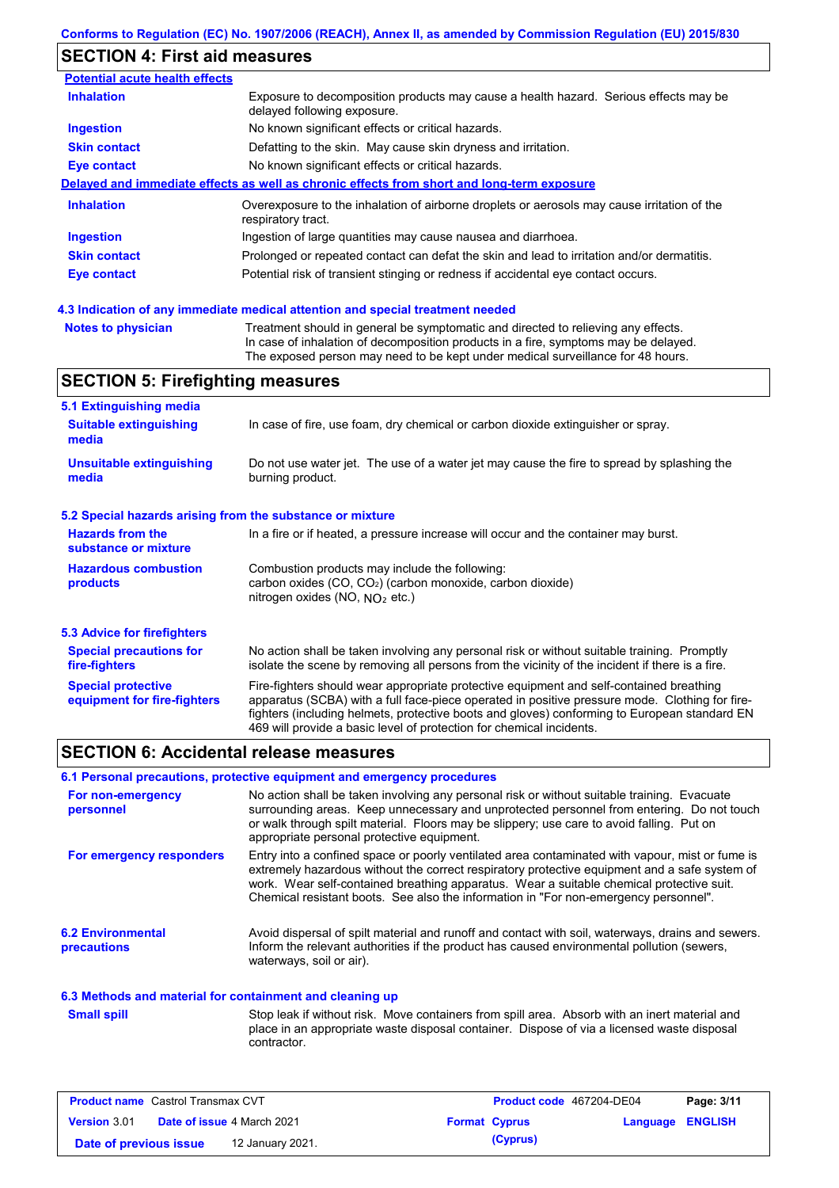## SECTION 4: First aid measures

**Potential acute health effects**

| | |
|---|---|
| **Inhalation** | Exposure to decomposition products may cause a health hazard. Serious effects may be delayed following exposure. |
| **Ingestion** | No known significant effects or critical hazards. |
| **Skin contact** | Defatting to the skin. May cause skin dryness and irritation. |
| **Eye contact** | No known significant effects or critical hazards. |

**Delayed and immediate effects as well as chronic effects from short and long-term exposure**

| | |
|---|---|
| **Inhalation** | Overexposure to the inhalation of airborne droplets or aerosols may cause irritation of the respiratory tract. |
| **Ingestion** | Ingestion of large quantities may cause nausea and diarrhoea. |
| **Skin contact** | Prolonged or repeated contact can defat the skin and lead to irritation and/or dermatitis. |
| **Eye contact** | Potential risk of transient stinging or redness if accidental eye contact occurs. |

### 4.3 Indication of any immediate medical attention and special treatment needed

| | |
|---|---|
| **Notes to physician** | Treatment should in general be symptomatic and directed to relieving any effects. In case of inhalation of decomposition products in a fire, symptoms may be delayed. The exposed person may need to be kept under medical surveillance for 48 hours. |

## SECTION 5: Firefighting measures

### 5.1 Extinguishing media

| | |
|---|---|
| **Suitable extinguishing media** | In case of fire, use foam, dry chemical or carbon dioxide extinguisher or spray. |
| **Unsuitable extinguishing media** | Do not use water jet. The use of a water jet may cause the fire to spread by splashing the burning product. |

### 5.2 Special hazards arising from the substance or mixture

| | |
|---|---|
| **Hazards from the substance or mixture** | In a fire or if heated, a pressure increase will occur and the container may burst. |
| **Hazardous combustion products** | Combustion products may include the following: carbon oxides (CO, $CO_2$) (carbon monoxide, carbon dioxide) nitrogen oxides (NO, $NO_2$ etc.) |

### 5.3 Advice for firefighters

| | |
|---|---|
| **Special precautions for fire-fighters** | No action shall be taken involving any personal risk or without suitable training. Promptly isolate the scene by removing all persons from the vicinity of the incident if there is a fire. |
| **Special protective equipment for fire-fighters** | Fire-fighters should wear appropriate protective equipment and self-contained breathing apparatus (SCBA) with a full face-piece operated in positive pressure mode. Clothing for fire-fighters (including helmets, protective boots and gloves) conforming to European standard EN 469 will provide a basic level of protection for chemical incidents. |

## SECTION 6: Accidental release measures

### 6.1 Personal precautions, protective equipment and emergency procedures

| | |
|---|---|
| **For non-emergency personnel** | No action shall be taken involving any personal risk or without suitable training. Evacuate surrounding areas. Keep unnecessary and unprotected personnel from entering. Do not touch or walk through spilt material. Floors may be slippery; use care to avoid falling. Put on appropriate personal protective equipment. |
| **For emergency responders** | Entry into a confined space or poorly ventilated area contaminated with vapour, mist or fume is extremely hazardous without the correct respiratory protective equipment and a safe system of work. Wear self-contained breathing apparatus. Wear a suitable chemical protective suit. Chemical resistant boots. See also the information in "For non-emergency personnel". |

| | |
|---|---|
| **6.2 Environmental precautions** | Avoid dispersal of spilt material and runoff and contact with soil, waterways, drains and sewers. Inform the relevant authorities if the product has caused environmental pollution (sewers, waterways, soil or air). |

### 6.3 Methods and material for containment and cleaning up

| | |
|---|---|
| **Small spill** | Stop leak if without risk. Move containers from spill area. Absorb with an inert material and place in an appropriate waste disposal container. Dispose of via a licensed waste disposal contractor. |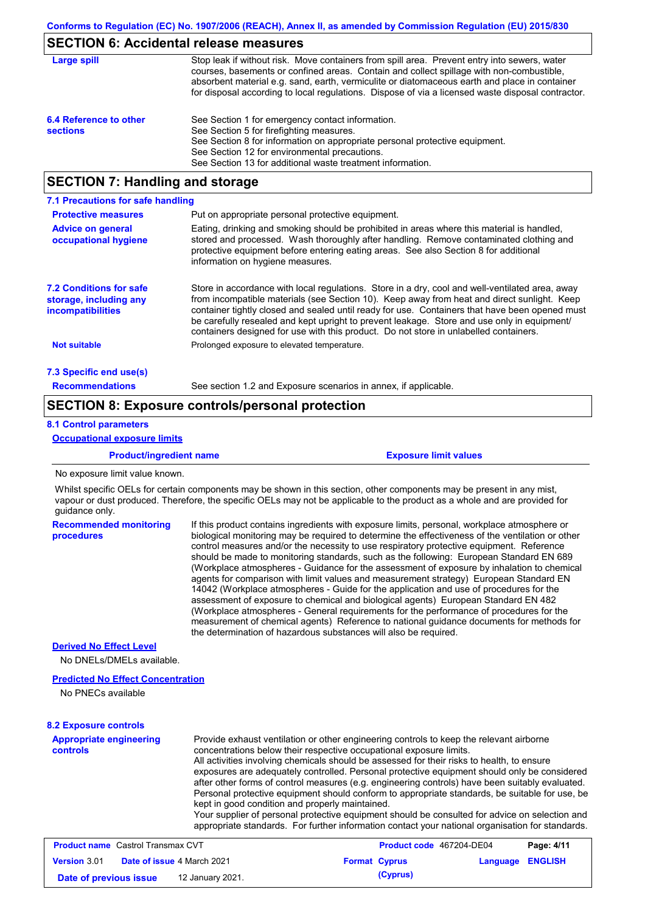## SECTION 6: Accidental release measures

**Large spill**

Stop leak if without risk. Move containers from spill area. Prevent entry into sewers, water courses, basements or confined areas. Contain and collect spillage with non-combustible, absorbent material e.g. sand, earth, vermiculite or diatomaceous earth and place in container for disposal according to local regulations. Dispose of via a licensed waste disposal contractor.

**6.4 Reference to other sections**

See Section 1 for emergency contact information.
See Section 5 for firefighting measures.
See Section 8 for information on appropriate personal protective equipment.
See Section 12 for environmental precautions.
See Section 13 for additional waste treatment information.

## SECTION 7: Handling and storage

### 7.1 Precautions for safe handling

**Protective measures**

Put on appropriate personal protective equipment.

**Advice on general occupational hygiene**

Eating, drinking and smoking should be prohibited in areas where this material is handled, stored and processed. Wash thoroughly after handling. Remove contaminated clothing and protective equipment before entering eating areas. See also Section 8 for additional information on hygiene measures.

**7.2 Conditions for safe storage, including any incompatibilities**

Store in accordance with local regulations. Store in a dry, cool and well-ventilated area, away from incompatible materials (see Section 10). Keep away from heat and direct sunlight. Keep container tightly closed and sealed until ready for use. Containers that have been opened must be carefully resealed and kept upright to prevent leakage. Store and use only in equipment/ containers designed for use with this product. Do not store in unlabelled containers.

**Not suitable**

Prolonged exposure to elevated temperature.

### 7.3 Specific end use(s)

**Recommendations**

See section 1.2 and Exposure scenarios in annex, if applicable.

## SECTION 8: Exposure controls/personal protection

### 8.1 Control parameters

**Occupational exposure limits**

| Product/ingredient name | Exposure limit values |
|---|---|

No exposure limit value known.

Whilst specific OELs for certain components may be shown in this section, other components may be present in any mist, vapour or dust produced. Therefore, the specific OELs may not be applicable to the product as a whole and are provided for guidance only.

**Recommended monitoring procedures**

If this product contains ingredients with exposure limits, personal, workplace atmosphere or biological monitoring may be required to determine the effectiveness of the ventilation or other control measures and/or the necessity to use respiratory protective equipment. Reference should be made to monitoring standards, such as the following: European Standard EN 689 (Workplace atmospheres - Guidance for the assessment of exposure by inhalation to chemical agents for comparison with limit values and measurement strategy) European Standard EN 14042 (Workplace atmospheres - Guide for the application and use of procedures for the assessment of exposure to chemical and biological agents) European Standard EN 482 (Workplace atmospheres - General requirements for the performance of procedures for the measurement of chemical agents) Reference to national guidance documents for methods for the determination of hazardous substances will also be required.

**Derived No Effect Level**

No DNELs/DMELs available.

**Predicted No Effect Concentration**

No PNECs available

### 8.2 Exposure controls

**Appropriate engineering controls**

Provide exhaust ventilation or other engineering controls to keep the relevant airborne concentrations below their respective occupational exposure limits.
All activities involving chemicals should be assessed for their risks to health, to ensure exposures are adequately controlled. Personal protective equipment should only be considered after other forms of control measures (e.g. engineering controls) have been suitably evaluated. Personal protective equipment should conform to appropriate standards, be suitable for use, be kept in good condition and properly maintained.
Your supplier of personal protective equipment should be consulted for advice on selection and appropriate standards. For further information contact your national organisation for standards.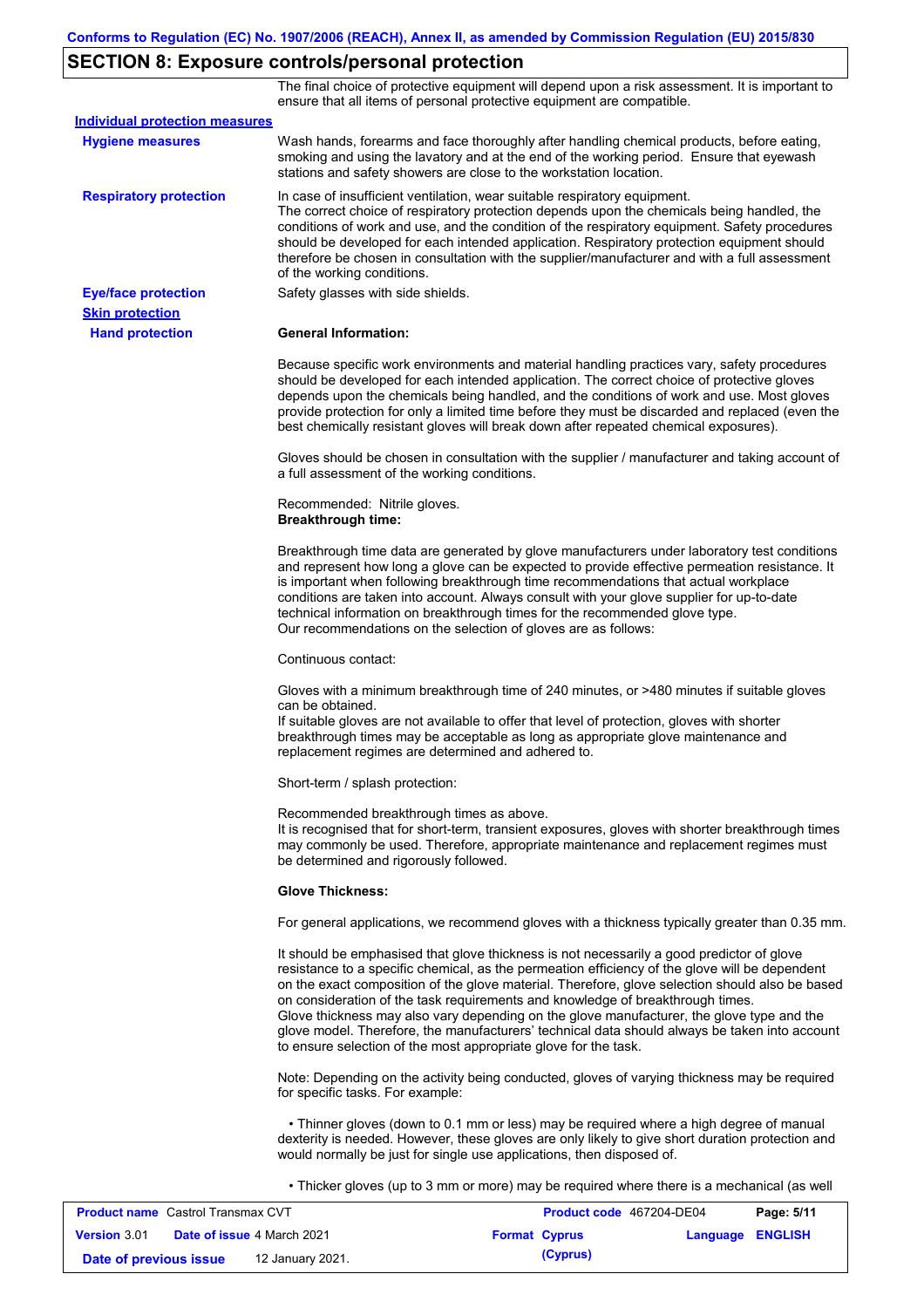## SECTION 8: Exposure controls/personal protection

The final choice of protective equipment will depend upon a risk assessment. It is important to ensure that all items of personal protective equipment are compatible.

**Individual protection measures**

**Hygiene measures**

Wash hands, forearms and face thoroughly after handling chemical products, before eating, smoking and using the lavatory and at the end of the working period. Ensure that eyewash stations and safety showers are close to the workstation location.

**Respiratory protection**

In case of insufficient ventilation, wear suitable respiratory equipment.
The correct choice of respiratory protection depends upon the chemicals being handled, the conditions of work and use, and the condition of the respiratory equipment. Safety procedures should be developed for each intended application. Respiratory protection equipment should therefore be chosen in consultation with the supplier/manufacturer and with a full assessment of the working conditions.

**Eye/face protection**

Safety glasses with side shields.

**Skin protection**

**Hand protection**

**General Information:**

Because specific work environments and material handling practices vary, safety procedures should be developed for each intended application. The correct choice of protective gloves depends upon the chemicals being handled, and the conditions of work and use. Most gloves provide protection for only a limited time before they must be discarded and replaced (even the best chemically resistant gloves will break down after repeated chemical exposures).

Gloves should be chosen in consultation with the supplier / manufacturer and taking account of a full assessment of the working conditions.

Recommended: Nitrile gloves.
**Breakthrough time:**

Breakthrough time data are generated by glove manufacturers under laboratory test conditions and represent how long a glove can be expected to provide effective permeation resistance. It is important when following breakthrough time recommendations that actual workplace conditions are taken into account. Always consult with your glove supplier for up-to-date technical information on breakthrough times for the recommended glove type.
Our recommendations on the selection of gloves are as follows:

Continuous contact:

Gloves with a minimum breakthrough time of 240 minutes, or >480 minutes if suitable gloves can be obtained.
If suitable gloves are not available to offer that level of protection, gloves with shorter breakthrough times may be acceptable as long as appropriate glove maintenance and replacement regimes are determined and adhered to.

Short-term / splash protection:

Recommended breakthrough times as above.
It is recognised that for short-term, transient exposures, gloves with shorter breakthrough times may commonly be used. Therefore, appropriate maintenance and replacement regimes must be determined and rigorously followed.

**Glove Thickness:**

For general applications, we recommend gloves with a thickness typically greater than 0.35 mm.

It should be emphasised that glove thickness is not necessarily a good predictor of glove resistance to a specific chemical, as the permeation efficiency of the glove will be dependent on the exact composition of the glove material. Therefore, glove selection should also be based on consideration of the task requirements and knowledge of breakthrough times.
Glove thickness may also vary depending on the glove manufacturer, the glove type and the glove model. Therefore, the manufacturers' technical data should always be taken into account to ensure selection of the most appropriate glove for the task.

Note: Depending on the activity being conducted, gloves of varying thickness may be required for specific tasks. For example:

- Thinner gloves (down to 0.1 mm or less) may be required where a high degree of manual dexterity is needed. However, these gloves are only likely to give short duration protection and would normally be just for single use applications, then disposed of.
- Thicker gloves (up to 3 mm or more) may be required where there is a mechanical (as well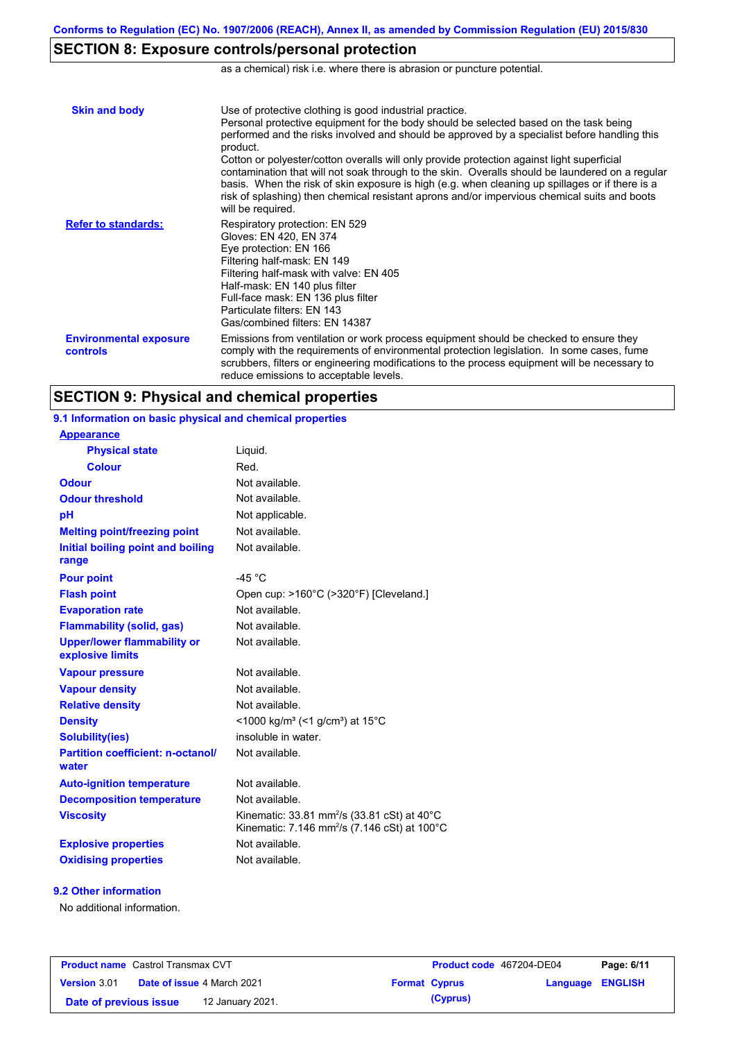## SECTION 8: Exposure controls/personal protection

as a chemical) risk i.e. where there is abrasion or puncture potential.

| | |
|---|---|
| **Skin and body** | Use of protective clothing is good industrial practice. Personal protective equipment for the body should be selected based on the task being performed and the risks involved and should be approved by a specialist before handling this product. Cotton or polyester/cotton overalls will only provide protection against light superficial contamination that will not soak through to the skin. Overalls should be laundered on a regular basis. When the risk of skin exposure is high (e.g. when cleaning up spillages or if there is a risk of splashing) then chemical resistant aprons and/or impervious chemical suits and boots will be required. |
| **Refer to standards:** | Respiratory protection: EN 529<br>Gloves: EN 420, EN 374<br>Eye protection: EN 166<br>Filtering half-mask: EN 149<br>Filtering half-mask with valve: EN 405<br>Half-mask: EN 140 plus filter<br>Full-face mask: EN 136 plus filter<br>Particulate filters: EN 143<br>Gas/combined filters: EN 14387 |
| **Environmental exposure controls** | Emissions from ventilation or work process equipment should be checked to ensure they comply with the requirements of environmental protection legislation. In some cases, fume scrubbers, filters or engineering modifications to the process equipment will be necessary to reduce emissions to acceptable levels. |

## SECTION 9: Physical and chemical properties

### 9.1 Information on basic physical and chemical properties

| | |
|---|---|
| **Appearance** | |
| **Physical state** | Liquid. |
| **Colour** | Red. |
| **Odour** | Not available. |
| **Odour threshold** | Not available. |
| **pH** | Not applicable. |
| **Melting point/freezing point** | Not available. |
| **Initial boiling point and boiling range** | Not available. |
| **Pour point** | -45 °C |
| **Flash point** | Open cup: >160°C (>320°F) [Cleveland.] |
| **Evaporation rate** | Not available. |
| **Flammability (solid, gas)** | Not available. |
| **Upper/lower flammability or explosive limits** | Not available. |
| **Vapour pressure** | Not available. |
| **Vapour density** | Not available. |
| **Relative density** | Not available. |
| **Density** | <1000 kg/m³ (<1 g/cm³) at 15°C |
| **Solubility(ies)** | insoluble in water. |
| **Partition coefficient: n-octanol/water** | Not available. |
| **Auto-ignition temperature** | Not available. |
| **Decomposition temperature** | Not available. |
| **Viscosity** | Kinematic: 33.81 mm²/s (33.81 cSt) at 40°C<br>Kinematic: 7.146 mm²/s (7.146 cSt) at 100°C |
| **Explosive properties** | Not available. |
| **Oxidising properties** | Not available. |

### 9.2 Other information

No additional information.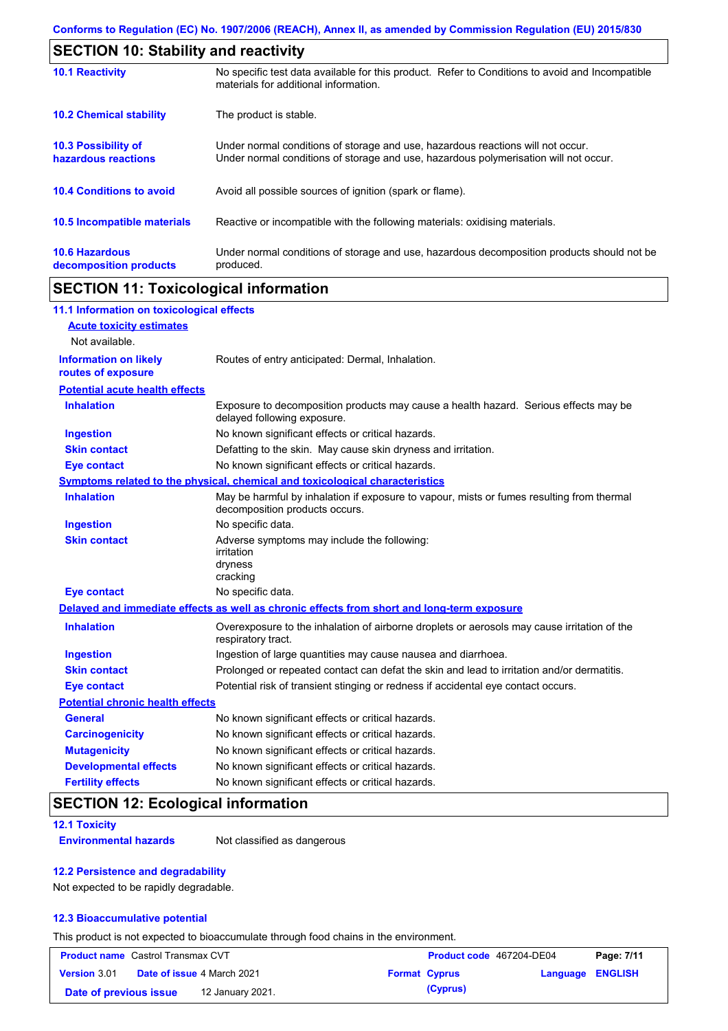## SECTION 10: Stability and reactivity

| | |
|---|---|
| **10.1 Reactivity** | No specific test data available for this product. Refer to Conditions to avoid and Incompatible materials for additional information. |
| **10.2 Chemical stability** | The product is stable. |
| **10.3 Possibility of hazardous reactions** | Under normal conditions of storage and use, hazardous reactions will not occur. Under normal conditions of storage and use, hazardous polymerisation will not occur. |
| **10.4 Conditions to avoid** | Avoid all possible sources of ignition (spark or flame). |
| **10.5 Incompatible materials** | Reactive or incompatible with the following materials: oxidising materials. |
| **10.6 Hazardous decomposition products** | Under normal conditions of storage and use, hazardous decomposition products should not be produced. |

## SECTION 11: Toxicological information

### 11.1 Information on toxicological effects

**Acute toxicity estimates**

Not available.

**Information on likely routes of exposure**: Routes of entry anticipated: Dermal, Inhalation.

**Potential acute health effects**

| | |
|---|---|
| **Inhalation** | Exposure to decomposition products may cause a health hazard. Serious effects may be delayed following exposure. |
| **Ingestion** | No known significant effects or critical hazards. |
| **Skin contact** | Defatting to the skin. May cause skin dryness and irritation. |
| **Eye contact** | No known significant effects or critical hazards. |

**Symptoms related to the physical, chemical and toxicological characteristics**

| | |
|---|---|
| **Inhalation** | May be harmful by inhalation if exposure to vapour, mists or fumes resulting from thermal decomposition products occurs. |
| **Ingestion** | No specific data. |
| **Skin contact** | Adverse symptoms may include the following: irritation dryness cracking |
| **Eye contact** | No specific data. |

**Delayed and immediate effects as well as chronic effects from short and long-term exposure**

| | |
|---|---|
| **Inhalation** | Overexposure to the inhalation of airborne droplets or aerosols may cause irritation of the respiratory tract. |
| **Ingestion** | Ingestion of large quantities may cause nausea and diarrhoea. |
| **Skin contact** | Prolonged or repeated contact can defat the skin and lead to irritation and/or dermatitis. |
| **Eye contact** | Potential risk of transient stinging or redness if accidental eye contact occurs. |

**Potential chronic health effects**

| | |
|---|---|
| **General** | No known significant effects or critical hazards. |
| **Carcinogenicity** | No known significant effects or critical hazards. |
| **Mutagenicity** | No known significant effects or critical hazards. |
| **Developmental effects** | No known significant effects or critical hazards. |
| **Fertility effects** | No known significant effects or critical hazards. |

## SECTION 12: Ecological information

### 12.1 Toxicity

**Environmental hazards**: Not classified as dangerous

### 12.2 Persistence and degradability

Not expected to be rapidly degradable.

### 12.3 Bioaccumulative potential

This product is not expected to bioaccumulate through food chains in the environment.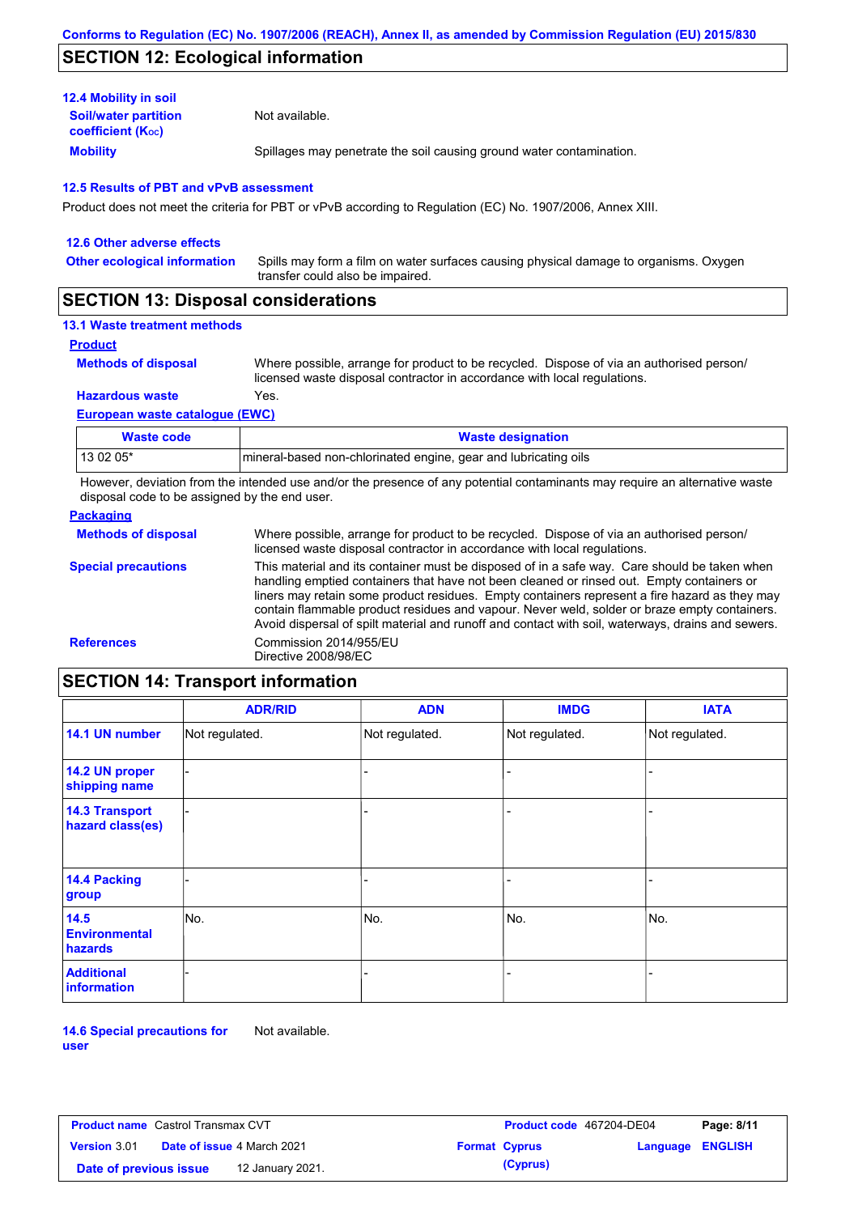## SECTION 12: Ecological information

### 12.4 Mobility in soil

**Soil/water partition coefficient ($K_{OC}$)**: Not available.

**Mobility**: Spillages may penetrate the soil causing ground water contamination.

### 12.5 Results of PBT and vPvB assessment

Product does not meet the criteria for PBT or vPvB according to Regulation (EC) No. 1907/2006, Annex XIII.

### 12.6 Other adverse effects

**Other ecological information**: Spills may form a film on water surfaces causing physical damage to organisms. Oxygen transfer could also be impaired.

## SECTION 13: Disposal considerations

### 13.1 Waste treatment methods

**Product**

**Methods of disposal**: Where possible, arrange for product to be recycled. Dispose of via an authorised person/ licensed waste disposal contractor in accordance with local regulations.

**Hazardous waste**: Yes.

**European waste catalogue (EWC)**

| Waste code | Waste designation |
|---|---|
| 13 02 05* | mineral-based non-chlorinated engine, gear and lubricating oils |

However, deviation from the intended use and/or the presence of any potential contaminants may require an alternative waste disposal code to be assigned by the end user.

**Packaging**

**Methods of disposal**: Where possible, arrange for product to be recycled. Dispose of via an authorised person/ licensed waste disposal contractor in accordance with local regulations.

**Special precautions**: This material and its container must be disposed of in a safe way. Care should be taken when handling emptied containers that have not been cleaned or rinsed out. Empty containers or liners may retain some product residues. Empty containers represent a fire hazard as they may contain flammable product residues and vapour. Never weld, solder or braze empty containers. Avoid dispersal of spilt material and runoff and contact with soil, waterways, drains and sewers.

**References**: Commission 2014/955/EU
Directive 2008/98/EC

## SECTION 14: Transport information

| | ADR/RID | ADN | IMDG | IATA |
|---|---|---|---|---|
| 14.1 UN number | Not regulated. | Not regulated. | Not regulated. | Not regulated. |
| 14.2 UN proper shipping name | - | - | - | - |
| 14.3 Transport hazard class(es) | - | - | - | - |
| 14.4 Packing group | - | - | - | - |
| 14.5 Environmental hazards | No. | No. | No. | No. |
| Additional information | - | - | - | - |

**14.6 Special precautions for user**: Not available.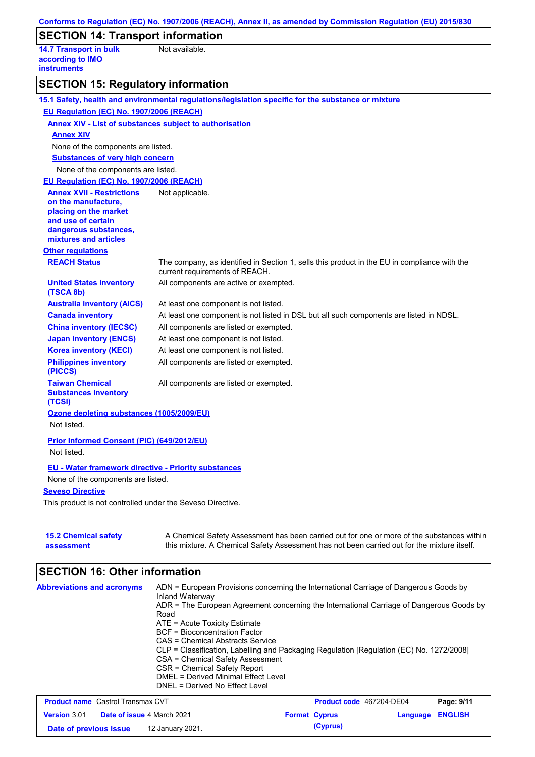## SECTION 14: Transport information

| | |
|---|---|
| **14.7 Transport in bulk according to IMO instruments** | Not available. |

## SECTION 15: Regulatory information

**15.1 Safety, health and environmental regulations/legislation specific for the substance or mixture**

**EU Regulation (EC) No. 1907/2006 (REACH)**

**Annex XIV - List of substances subject to authorisation**

**Annex XIV**

None of the components are listed.

**Substances of very high concern**

None of the components are listed.

**EU Regulation (EC) No. 1907/2006 (REACH)**

| | |
|---|---|
| **Annex XVII - Restrictions on the manufacture, placing on the market and use of certain dangerous substances, mixtures and articles** | Not applicable. |

**Other regulations**

| | |
|---|---|
| **REACH Status** | The company, as identified in Section 1, sells this product in the EU in compliance with the current requirements of REACH. |
| **United States inventory (TSCA 8b)** | All components are active or exempted. |
| **Australia inventory (AICS)** | At least one component is not listed. |
| **Canada inventory** | At least one component is not listed in DSL but all such components are listed in NDSL. |
| **China inventory (IECSC)** | All components are listed or exempted. |
| **Japan inventory (ENCS)** | At least one component is not listed. |
| **Korea inventory (KECI)** | At least one component is not listed. |
| **Philippines inventory (PICCS)** | All components are listed or exempted. |
| **Taiwan Chemical Substances Inventory (TCSI)** | All components are listed or exempted. |

**Ozone depleting substances (1005/2009/EU)**

Not listed.

**Prior Informed Consent (PIC) (649/2012/EU)**

Not listed.

**EU - Water framework directive - Priority substances**

None of the components are listed.

**Seveso Directive**

This product is not controlled under the Seveso Directive.

| | |
|---|---|
| **15.2 Chemical safety assessment** | A Chemical Safety Assessment has been carried out for one or more of the substances within this mixture. A Chemical Safety Assessment has not been carried out for the mixture itself. |

## SECTION 16: Other information

**Abbreviations and acronyms**

ADN = European Provisions concerning the International Carriage of Dangerous Goods by Inland Waterway
ADR = The European Agreement concerning the International Carriage of Dangerous Goods by Road
ATE = Acute Toxicity Estimate
BCF = Bioconcentration Factor
CAS = Chemical Abstracts Service
CLP = Classification, Labelling and Packaging Regulation [Regulation (EC) No. 1272/2008]
CSA = Chemical Safety Assessment
CSR = Chemical Safety Report
DMEL = Derived Minimal Effect Level
DNEL = Derived No Effect Level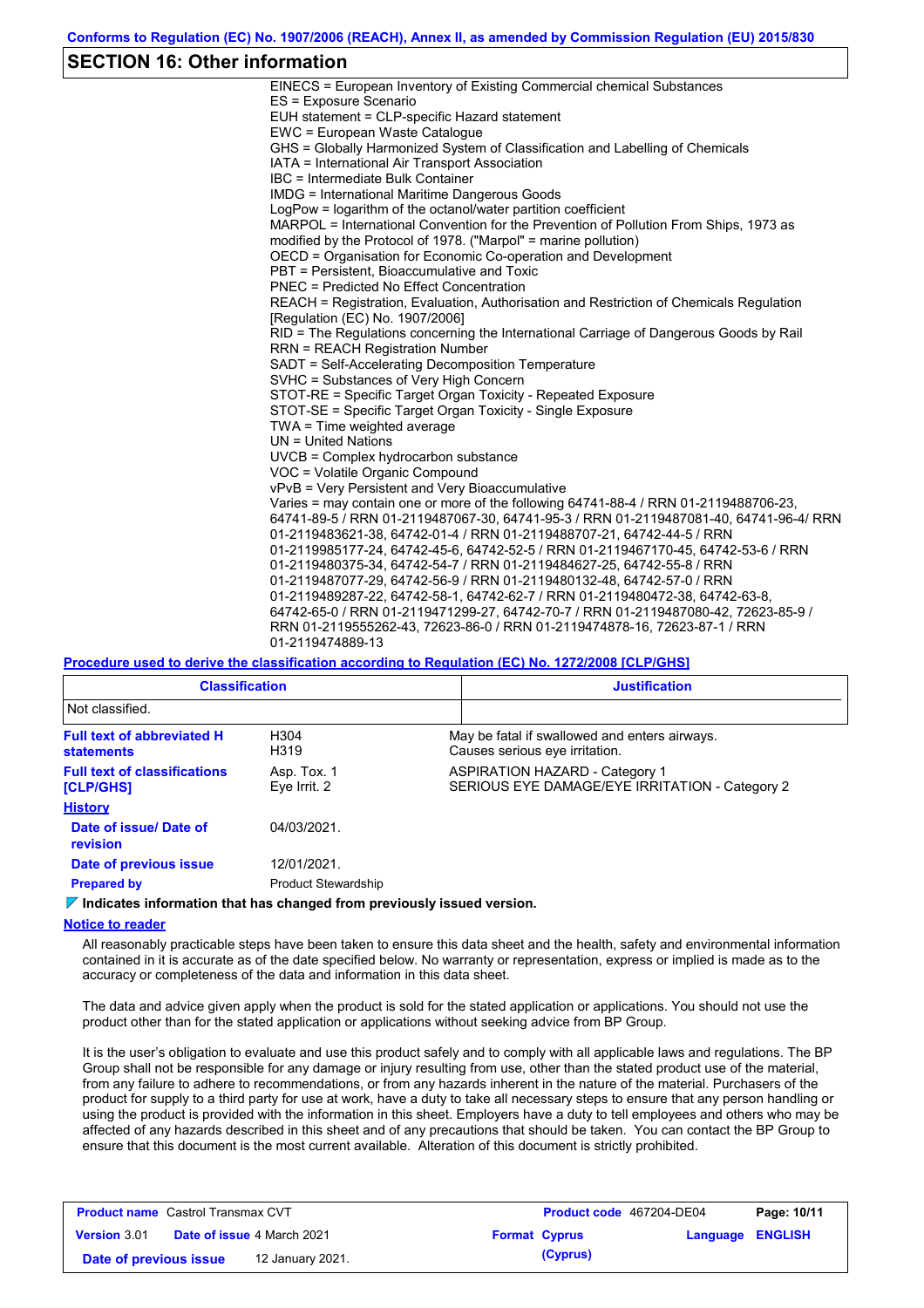## SECTION 16: Other information

EINECS = European Inventory of Existing Commercial chemical Substances
ES = Exposure Scenario
EUH statement = CLP-specific Hazard statement
EWC = European Waste Catalogue
GHS = Globally Harmonized System of Classification and Labelling of Chemicals
IATA = International Air Transport Association
IBC = Intermediate Bulk Container
IMDG = International Maritime Dangerous Goods
LogPow = logarithm of the octanol/water partition coefficient
MARPOL = International Convention for the Prevention of Pollution From Ships, 1973 as modified by the Protocol of 1978. ("Marpol" = marine pollution)
OECD = Organisation for Economic Co-operation and Development
PBT = Persistent, Bioaccumulative and Toxic
PNEC = Predicted No Effect Concentration
REACH = Registration, Evaluation, Authorisation and Restriction of Chemicals Regulation [Regulation (EC) No. 1907/2006]
RID = The Regulations concerning the International Carriage of Dangerous Goods by Rail
RRN = REACH Registration Number
SADT = Self-Accelerating Decomposition Temperature
SVHC = Substances of Very High Concern
STOT-RE = Specific Target Organ Toxicity - Repeated Exposure
STOT-SE = Specific Target Organ Toxicity - Single Exposure
TWA = Time weighted average
UN = United Nations
UVCB = Complex hydrocarbon substance
VOC = Volatile Organic Compound
vPvB = Very Persistent and Very Bioaccumulative
Varies = may contain one or more of the following 64741-88-4 / RRN 01-2119488706-23, 64741-89-5 / RRN 01-2119487067-30, 64741-95-3 / RRN 01-2119487081-40, 64741-96-4/ RRN 01-2119483621-38, 64742-01-4 / RRN 01-2119488707-21, 64742-44-5 / RRN 01-2119985177-24, 64742-45-6, 64742-52-5 / RRN 01-2119467170-45, 64742-53-6 / RRN 01-2119480375-34, 64742-54-7 / RRN 01-2119484627-25, 64742-55-8 / RRN 01-2119487077-29, 64742-56-9 / RRN 01-2119480132-48, 64742-57-0 / RRN 01-2119489287-22, 64742-58-1, 64742-62-7 / RRN 01-2119480472-38, 64742-63-8, 64742-65-0 / RRN 01-2119471299-27, 64742-70-7 / RRN 01-2119487080-42, 72623-85-9 / RRN 01-2119555262-43, 72623-86-0 / RRN 01-2119474878-16, 72623-87-1 / RRN 01-2119474889-13

**Procedure used to derive the classification according to Regulation (EC) No. 1272/2008 [CLP/GHS]**

| Classification | Justification |
|---|---|
| Not classified. | |

| | | |
|---|---|---|
| **Full text of abbreviated H statements** | H304<br>H319 | May be fatal if swallowed and enters airways.<br>Causes serious eye irritation. |
| **Full text of classifications [CLP/GHS]** | Asp. Tox. 1<br>Eye Irrit. 2 | ASPIRATION HAZARD - Category 1<br>SERIOUS EYE DAMAGE/EYE IRRITATION - Category 2 |

**History**

| | |
|---|---|
| **Date of issue/ Date of revision** | 04/03/2021. |
| **Date of previous issue** | 12/01/2021. |
| **Prepared by** | Product Stewardship |

**Indicates information that has changed from previously issued version.**

**Notice to reader**

All reasonably practicable steps have been taken to ensure this data sheet and the health, safety and environmental information contained in it is accurate as of the date specified below. No warranty or representation, express or implied is made as to the accuracy or completeness of the data and information in this data sheet.

The data and advice given apply when the product is sold for the stated application or applications. You should not use the product other than for the stated application or applications without seeking advice from BP Group.

It is the user's obligation to evaluate and use this product safely and to comply with all applicable laws and regulations. The BP Group shall not be responsible for any damage or injury resulting from use, other than the stated product use of the material, from any failure to adhere to recommendations, or from any hazards inherent in the nature of the material. Purchasers of the product for supply to a third party for use at work, have a duty to take all necessary steps to ensure that any person handling or using the product is provided with the information in this sheet. Employers have a duty to tell employees and others who may be affected of any hazards described in this sheet and of any precautions that should be taken. You can contact the BP Group to ensure that this document is the most current available. Alteration of this document is strictly prohibited.